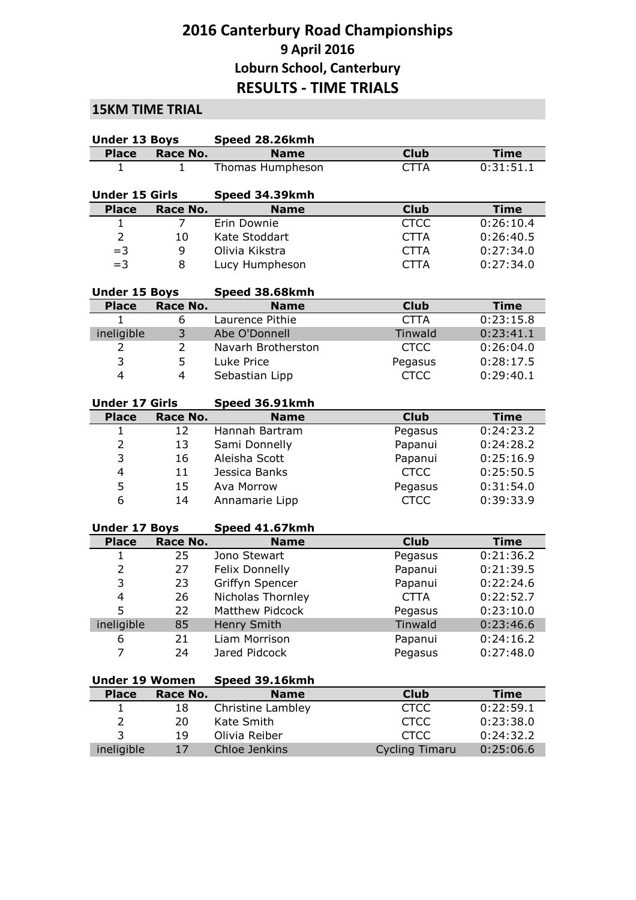# 2016 Canterbury Road Championships
## 9 April 2016
## Loburn School, Canterbury
## RESULTS - TIME TRIALS

### 15KM TIME TRIAL

**Under 13 Boys** **Speed 28.26kmh**

| Place | Race No. | Name | Club | Time |
|---|---|---|---|---|
| 1 | 1 | Thomas Humpheson | CTTA | 0:31:51.1 |

**Under 15 Girls** **Speed 34.39kmh**

| Place | Race No. | Name | Club | Time |
|---|---|---|---|---|
| 1 | 7 | Erin Downie | CTCC | 0:26:10.4 |
| 2 | 10 | Kate Stoddart | CTTA | 0:26:40.5 |
| =3 | 9 | Olivia Kikstra | CTTA | 0:27:34.0 |
| =3 | 8 | Lucy Humpheson | CTTA | 0:27:34.0 |

**Under 15 Boys** **Speed 38.68kmh**

| Place | Race No. | Name | Club | Time |
|---|---|---|---|---|
| 1 | 6 | Laurence Pithie | CTTA | 0:23:15.8 |
| ineligible | 3 | Abe O'Donnell | Tinwald | 0:23:41.1 |
| 2 | 2 | Navarh Brotherston | CTCC | 0:26:04.0 |
| 3 | 5 | Luke Price | Pegasus | 0:28:17.5 |
| 4 | 4 | Sebastian Lipp | CTCC | 0:29:40.1 |

**Under 17 Girls** **Speed 36.91kmh**

| Place | Race No. | Name | Club | Time |
|---|---|---|---|---|
| 1 | 12 | Hannah Bartram | Pegasus | 0:24:23.2 |
| 2 | 13 | Sami Donnelly | Papanui | 0:24:28.2 |
| 3 | 16 | Aleisha Scott | Papanui | 0:25:16.9 |
| 4 | 11 | Jessica Banks | CTCC | 0:25:50.5 |
| 5 | 15 | Ava Morrow | Pegasus | 0:31:54.0 |
| 6 | 14 | Annamarie Lipp | CTCC | 0:39:33.9 |

**Under 17 Boys** **Speed 41.67kmh**

| Place | Race No. | Name | Club | Time |
|---|---|---|---|---|
| 1 | 25 | Jono Stewart | Pegasus | 0:21:36.2 |
| 2 | 27 | Felix Donnelly | Papanui | 0:21:39.5 |
| 3 | 23 | Griffyn Spencer | Papanui | 0:22:24.6 |
| 4 | 26 | Nicholas Thornley | CTTA | 0:22:52.7 |
| 5 | 22 | Matthew Pidcock | Pegasus | 0:23:10.0 |
| ineligible | 85 | Henry Smith | Tinwald | 0:23:46.6 |
| 6 | 21 | Liam Morrison | Papanui | 0:24:16.2 |
| 7 | 24 | Jared Pidcock | Pegasus | 0:27:48.0 |

**Under 19 Women** **Speed 39.16kmh**

| Place | Race No. | Name | Club | Time |
|---|---|---|---|---|
| 1 | 18 | Christine Lambley | CTCC | 0:22:59.1 |
| 2 | 20 | Kate Smith | CTCC | 0:23:38.0 |
| 3 | 19 | Olivia Reiber | CTCC | 0:24:32.2 |
| ineligible | 17 | Chloe Jenkins | Cycling Timaru | 0:25:06.6 |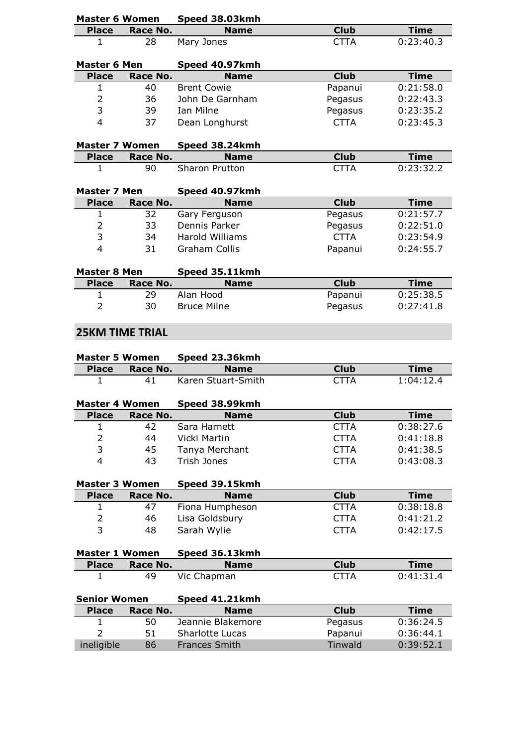**Master 6 Women** Speed 38.03kmh

| Place | Race No. | Name | Club | Time |
|---|---|---|---|---|
| 1 | 28 | Mary Jones | CTTA | 0:23:40.3 |

**Master 6 Men** Speed 40.97kmh

| Place | Race No. | Name | Club | Time |
|---|---|---|---|---|
| 1 | 40 | Brent Cowie | Papanui | 0:21:58.0 |
| 2 | 36 | John De Garnham | Pegasus | 0:22:43.3 |
| 3 | 39 | Ian Milne | Pegasus | 0:23:35.2 |
| 4 | 37 | Dean Longhurst | CTTA | 0:23:45.3 |

**Master 7 Women** Speed 38.24kmh

| Place | Race No. | Name | Club | Time |
|---|---|---|---|---|
| 1 | 90 | Sharon Prutton | CTTA | 0:23:32.2 |

**Master 7 Men** Speed 40.97kmh

| Place | Race No. | Name | Club | Time |
|---|---|---|---|---|
| 1 | 32 | Gary Ferguson | Pegasus | 0:21:57.7 |
| 2 | 33 | Dennis Parker | Pegasus | 0:22:51.0 |
| 3 | 34 | Harold Williams | CTTA | 0:23:54.9 |
| 4 | 31 | Graham Collis | Papanui | 0:24:55.7 |

**Master 8 Men** Speed 35.11kmh

| Place | Race No. | Name | Club | Time |
|---|---|---|---|---|
| 1 | 29 | Alan Hood | Papanui | 0:25:38.5 |
| 2 | 30 | Bruce Milne | Pegasus | 0:27:41.8 |

## 25KM TIME TRIAL

**Master 5 Women** Speed 23.36kmh

| Place | Race No. | Name | Club | Time |
|---|---|---|---|---|
| 1 | 41 | Karen Stuart-Smith | CTTA | 1:04:12.4 |

**Master 4 Women** Speed 38.99kmh

| Place | Race No. | Name | Club | Time |
|---|---|---|---|---|
| 1 | 42 | Sara Harnett | CTTA | 0:38:27.6 |
| 2 | 44 | Vicki Martin | CTTA | 0:41:18.8 |
| 3 | 45 | Tanya Merchant | CTTA | 0:41:38.5 |
| 4 | 43 | Trish Jones | CTTA | 0:43:08.3 |

**Master 3 Women** Speed 39.15kmh

| Place | Race No. | Name | Club | Time |
|---|---|---|---|---|
| 1 | 47 | Fiona Humpheson | CTTA | 0:38:18.8 |
| 2 | 46 | Lisa Goldsbury | CTTA | 0:41:21.2 |
| 3 | 48 | Sarah Wylie | CTTA | 0:42:17.5 |

**Master 1 Women** Speed 36.13kmh

| Place | Race No. | Name | Club | Time |
|---|---|---|---|---|
| 1 | 49 | Vic Chapman | CTTA | 0:41:31.4 |

**Senior Women** Speed 41.21kmh

| Place | Race No. | Name | Club | Time |
|---|---|---|---|---|
| 1 | 50 | Jeannie Blakemore | Pegasus | 0:36:24.5 |
| 2 | 51 | Sharlotte Lucas | Papanui | 0:36:44.1 |
| ineligible | 86 | Frances Smith | Tinwald | 0:39:52.1 |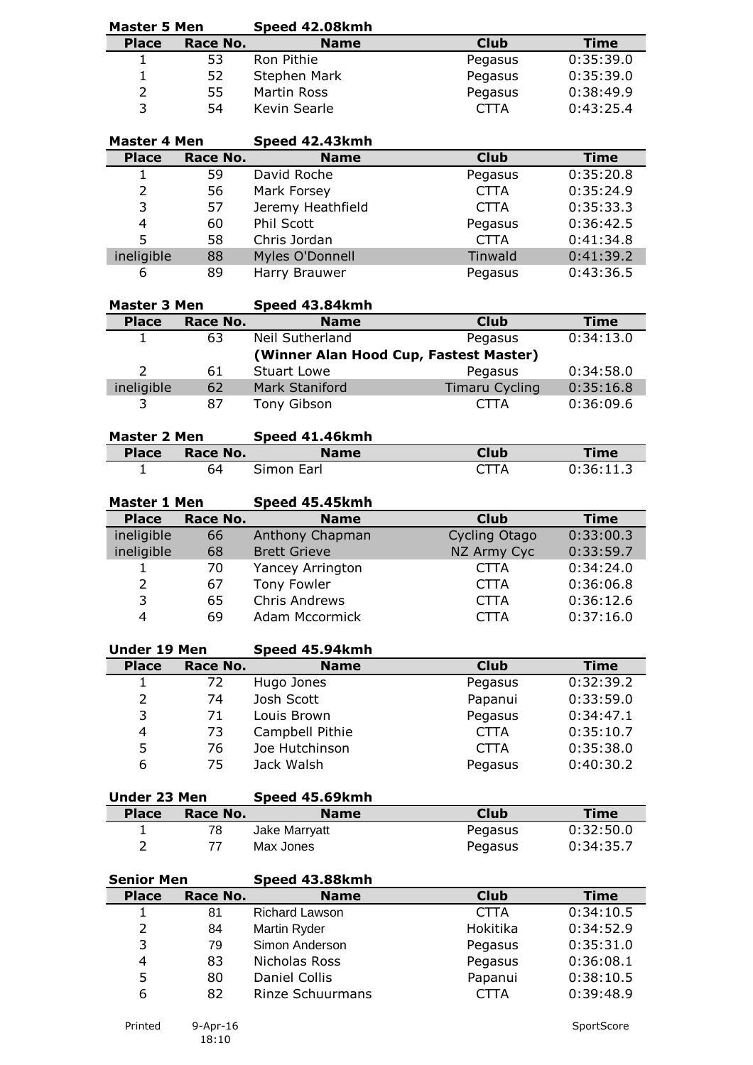**Master 5 Men** **Speed 42.08kmh**

| Place | Race No. | Name | Club | Time |
|---|---|---|---|---|
| 1 | 53 | Ron Pithie | Pegasus | 0:35:39.0 |
| 1 | 52 | Stephen Mark | Pegasus | 0:35:39.0 |
| 2 | 55 | Martin Ross | Pegasus | 0:38:49.9 |
| 3 | 54 | Kevin Searle | CTTA | 0:43:25.4 |

**Master 4 Men** **Speed 42.43kmh**

| Place | Race No. | Name | Club | Time |
|---|---|---|---|---|
| 1 | 59 | David Roche | Pegasus | 0:35:20.8 |
| 2 | 56 | Mark Forsey | CTTA | 0:35:24.9 |
| 3 | 57 | Jeremy Heathfield | CTTA | 0:35:33.3 |
| 4 | 60 | Phil Scott | Pegasus | 0:36:42.5 |
| 5 | 58 | Chris Jordan | CTTA | 0:41:34.8 |
| ineligible | 88 | Myles O'Donnell | Tinwald | 0:41:39.2 |
| 6 | 89 | Harry Brauwer | Pegasus | 0:43:36.5 |

**Master 3 Men** **Speed 43.84kmh**

| Place | Race No. | Name | Club | Time |
|---|---|---|---|---|
| 1 | 63 | Neil Sutherland | Pegasus | 0:34:13.0 |
| | | **(Winner Alan Hood Cup, Fastest Master)** | | |
| 2 | 61 | Stuart Lowe | Pegasus | 0:34:58.0 |
| ineligible | 62 | Mark Staniford | Timaru Cycling | 0:35:16.8 |
| 3 | 87 | Tony Gibson | CTTA | 0:36:09.6 |

**Master 2 Men** **Speed 41.46kmh**

| Place | Race No. | Name | Club | Time |
|---|---|---|---|---|
| 1 | 64 | Simon Earl | CTTA | 0:36:11.3 |

**Master 1 Men** **Speed 45.45kmh**

| Place | Race No. | Name | Club | Time |
|---|---|---|---|---|
| ineligible | 66 | Anthony Chapman | Cycling Otago | 0:33:00.3 |
| ineligible | 68 | Brett Grieve | NZ Army Cyc | 0:33:59.7 |
| 1 | 70 | Yancey Arrington | CTTA | 0:34:24.0 |
| 2 | 67 | Tony Fowler | CTTA | 0:36:06.8 |
| 3 | 65 | Chris Andrews | CTTA | 0:36:12.6 |
| 4 | 69 | Adam Mccormick | CTTA | 0:37:16.0 |

**Under 19 Men** **Speed 45.94kmh**

| Place | Race No. | Name | Club | Time |
|---|---|---|---|---|
| 1 | 72 | Hugo Jones | Pegasus | 0:32:39.2 |
| 2 | 74 | Josh Scott | Papanui | 0:33:59.0 |
| 3 | 71 | Louis Brown | Pegasus | 0:34:47.1 |
| 4 | 73 | Campbell Pithie | CTTA | 0:35:10.7 |
| 5 | 76 | Joe Hutchinson | CTTA | 0:35:38.0 |
| 6 | 75 | Jack Walsh | Pegasus | 0:40:30.2 |

**Under 23 Men** **Speed 45.69kmh**

| Place | Race No. | Name | Club | Time |
|---|---|---|---|---|
| 1 | 78 | Jake Marryatt | Pegasus | 0:32:50.0 |
| 2 | 77 | Max Jones | Pegasus | 0:34:35.7 |

**Senior Men** **Speed 43.88kmh**

| Place | Race No. | Name | Club | Time |
|---|---|---|---|---|
| 1 | 81 | Richard Lawson | CTTA | 0:34:10.5 |
| 2 | 84 | Martin Ryder | Hokitika | 0:34:52.9 |
| 3 | 79 | Simon Anderson | Pegasus | 0:35:31.0 |
| 4 | 83 | Nicholas Ross | Pegasus | 0:36:08.1 |
| 5 | 80 | Daniel Collis | Papanui | 0:38:10.5 |
| 6 | 82 | Rinze Schuurmans | CTTA | 0:39:48.9 |

Printed 9-Apr-16 18:10 SportScore